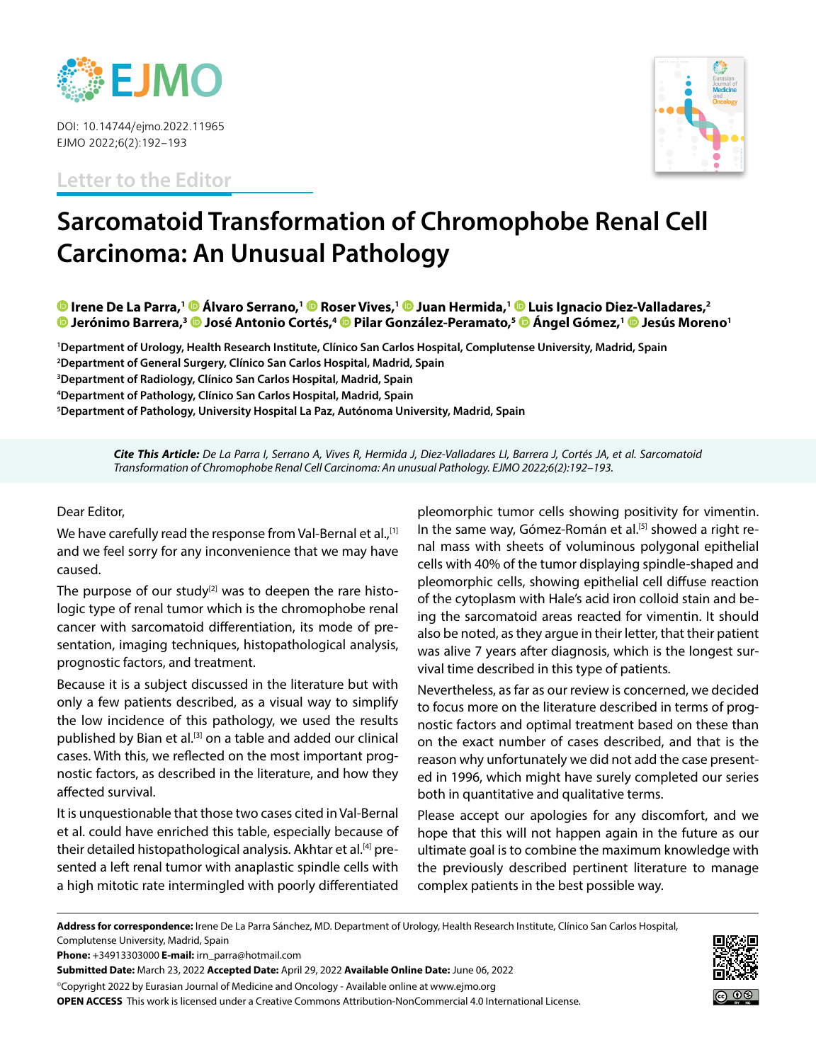DOI: 10.14744/ejmo.2022.11965
EJMO 2022;6(2):192–193

Letter to the Editor

# Sarcomatoid Transformation of Chromophobe Renal Cell Carcinoma: An Unusual Pathology

**Irene De La Parra,[1] Álvaro Serrano,[1] Roser Vives,[1] Juan Hermida,[1] Luis Ignacio Diez-Valladares,[2] Jerónimo Barrera,[3] José Antonio Cortés,[4] Pilar González-Peramato,[5] Ángel Gómez,[1] Jesús Moreno[1]**

[1]Department of Urology, Health Research Institute, Clínico San Carlos Hospital, Complutense University, Madrid, Spain
[2]Department of General Surgery, Clínico San Carlos Hospital, Madrid, Spain
[3]Department of Radiology, Clínico San Carlos Hospital, Madrid, Spain
[4]Department of Pathology, Clínico San Carlos Hospital, Madrid, Spain
[5]Department of Pathology, University Hospital La Paz, Autónoma University, Madrid, Spain

***Cite This Article:*** *De La Parra I, Serrano A, Vives R, Hermida J, Diez-Valladares LI, Barrera J, Cortés JA, et al. Sarcomatoid Transformation of Chromophobe Renal Cell Carcinoma: An unusual Pathology. EJMO 2022;6(2):192–193.*

Dear Editor,

We have carefully read the response from Val-Bernal et al.,[1] and we feel sorry for any inconvenience that we may have caused.

The purpose of our study[2] was to deepen the rare histologic type of renal tumor which is the chromophobe renal cancer with sarcomatoid differentiation, its mode of presentation, imaging techniques, histopathological analysis, prognostic factors, and treatment.

Because it is a subject discussed in the literature but with only a few patients described, as a visual way to simplify the low incidence of this pathology, we used the results published by Bian et al.[3] on a table and added our clinical cases. With this, we reflected on the most important prognostic factors, as described in the literature, and how they affected survival.

It is unquestionable that those two cases cited in Val-Bernal et al. could have enriched this table, especially because of their detailed histopathological analysis. Akhtar et al.[4] presented a left renal tumor with anaplastic spindle cells with a high mitotic rate intermingled with poorly differentiated pleomorphic tumor cells showing positivity for vimentin. In the same way, Gómez-Román et al.[5] showed a right renal mass with sheets of voluminous polygonal epithelial cells with 40% of the tumor displaying spindle-shaped and pleomorphic cells, showing epithelial cell diffuse reaction of the cytoplasm with Hale's acid iron colloid stain and being the sarcomatoid areas reacted for vimentin. It should also be noted, as they argue in their letter, that their patient was alive 7 years after diagnosis, which is the longest survival time described in this type of patients.

Nevertheless, as far as our review is concerned, we decided to focus more on the literature described in terms of prognostic factors and optimal treatment based on these than on the exact number of cases described, and that is the reason why unfortunately we did not add the case presented in 1996, which might have surely completed our series both in quantitative and qualitative terms.

Please accept our apologies for any discomfort, and we hope that this will not happen again in the future as our ultimate goal is to combine the maximum knowledge with the previously described pertinent literature to manage complex patients in the best possible way.

**Address for correspondence:** Irene De La Parra Sánchez, MD. Department of Urology, Health Research Institute, Clínico San Carlos Hospital, Complutense University, Madrid, Spain
**Phone:** +34913303000 **E-mail:** irn_parra@hotmail.com
**Submitted Date:** March 23, 2022 **Accepted Date:** April 29, 2022 **Available Online Date:** June 06, 2022
©Copyright 2022 by Eurasian Journal of Medicine and Oncology - Available online at www.ejmo.org
**OPEN ACCESS** This work is licensed under a Creative Commons Attribution-NonCommercial 4.0 International License.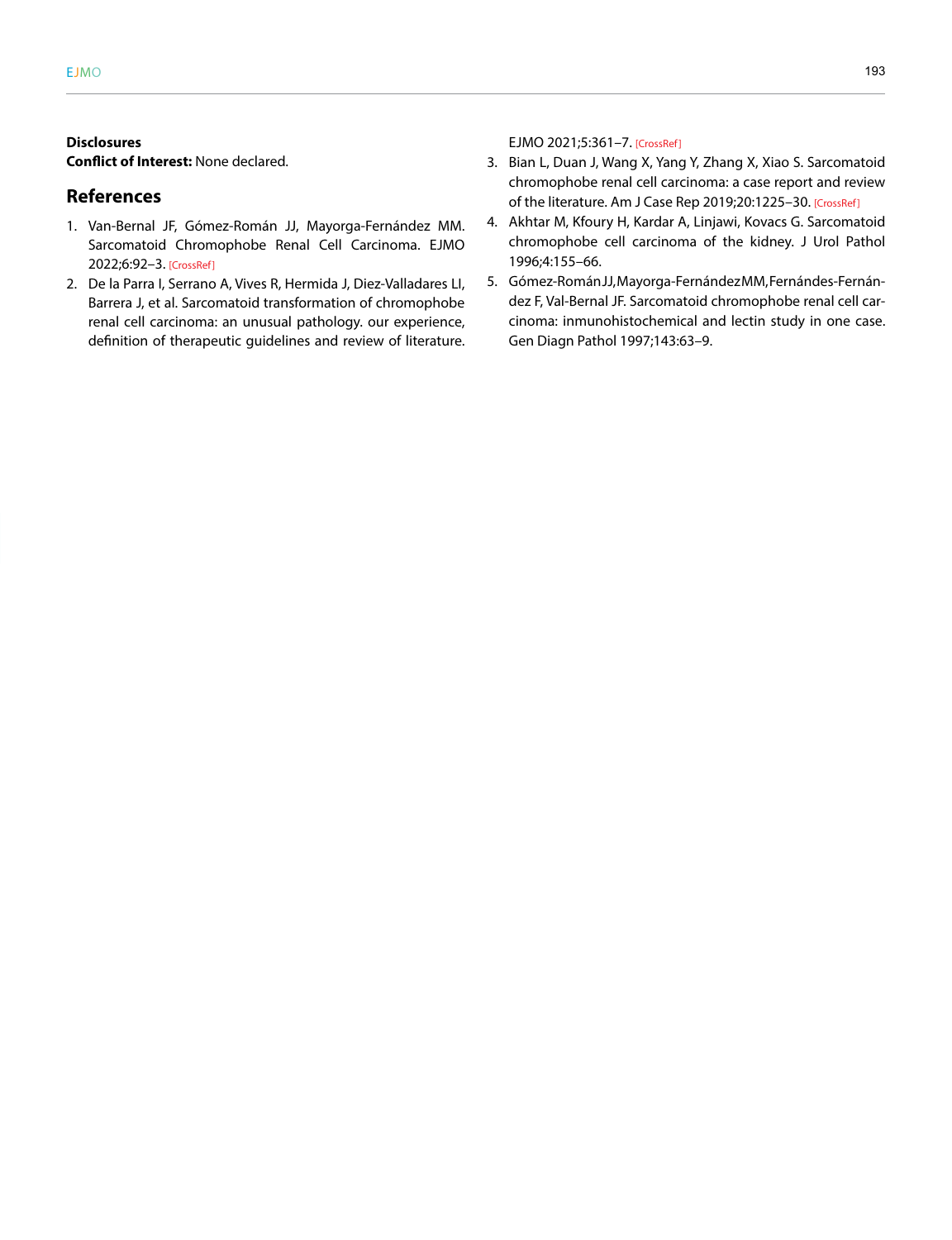**Disclosures**

**Conflict of Interest:** None declared.

## References

1. Van-Bernal JF, Gómez-Román JJ, Mayorga-Fernández MM. Sarcomatoid Chromophobe Renal Cell Carcinoma. EJMO 2022;6:92–3. [CrossRef]
2. De la Parra I, Serrano A, Vives R, Hermida J, Diez-Valladares LI, Barrera J, et al. Sarcomatoid transformation of chromophobe renal cell carcinoma: an unusual pathology. our experience, definition of therapeutic guidelines and review of literature. EJMO 2021;5:361–7. [CrossRef]
3. Bian L, Duan J, Wang X, Yang Y, Zhang X, Xiao S. Sarcomatoid chromophobe renal cell carcinoma: a case report and review of the literature. Am J Case Rep 2019;20:1225–30. [CrossRef]
4. Akhtar M, Kfoury H, Kardar A, Linjawi, Kovacs G. Sarcomatoid chromophobe cell carcinoma of the kidney. J Urol Pathol 1996;4:155–66.
5. Gómez-Román JJ, Mayorga-Fernández MM, Fernándes-Fernández F, Val-Bernal JF. Sarcomatoid chromophobe renal cell carcinoma: inmunohistochemical and lectin study in one case. Gen Diagn Pathol 1997;143:63–9.